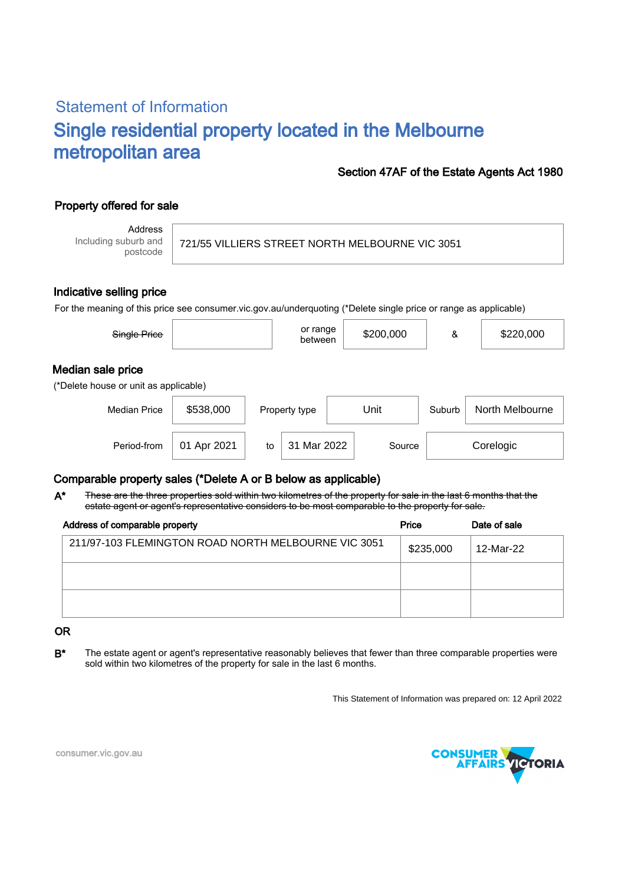# Statement of Information

# Single residential property located in the Melbourne metropolitan area

**Section 47AF of the Estate Agents Act 1980**

## Property offered for sale

| Address Including suburb and postcode | 721/55 VILLIERS STREET NORTH MELBOURNE VIC 3051 |
|---|---|

## Indicative selling price

For the meaning of this price see consumer.vic.gov.au/underquoting (*Delete single price or range as applicable)

| ~~Single Price~~ | | or range between | $200,000 | & | $220,000 |
|---|---|---|---|---|---|

## Median sale price

(*Delete house or unit as applicable)

| Median Price | $538,000 | Property type | Unit | Suburb | North Melbourne |
|---|---|---|---|---|---|
| Period-from | 01 Apr 2021 | to | 31 Mar 2022 | Source | Corelogic |

## Comparable property sales (*Delete A or B below as applicable)

**A*** ~~These are the three properties sold within two kilometres of the property for sale in the last 6 months that the estate agent or agent's representative considers to be most comparable to the property for sale.~~

| Address of comparable property | Price | Date of sale |
|---|---|---|
| 211/97-103 FLEMINGTON ROAD NORTH MELBOURNE VIC 3051 | $235,000 | 12-Mar-22 |
| | | |
| | | |

**OR**

**B*** The estate agent or agent's representative reasonably believes that fewer than three comparable properties were sold within two kilometres of the property for sale in the last 6 months.

This Statement of Information was prepared on: 12 April 2022

consumer.vic.gov.au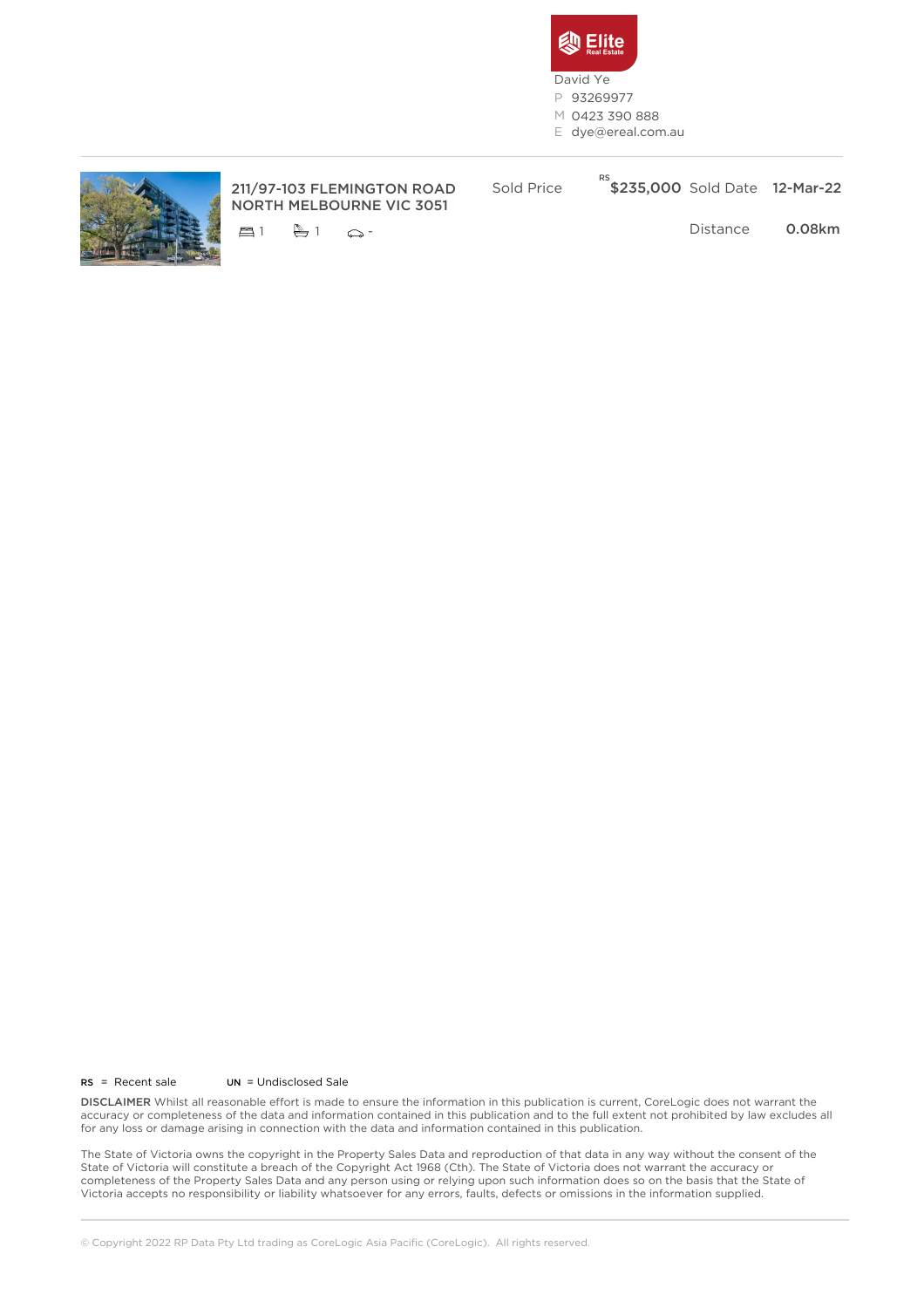Elite Real Estate

David Ye
P 93269977
M 0423 390 888
E dye@ereal.com.au

| | | | | |
|---|---|---|---|---|
| 211/97-103 FLEMINGTON ROAD NORTH MELBOURNE VIC 3051 | Sold Price | RS $235,000 | Sold Date | 12-Mar-22 |
| 1 bed, 1 bath, - car | | | Distance | 0.08km |

RS = Recent sale UN = Undisclosed Sale

DISCLAIMER Whilst all reasonable effort is made to ensure the information in this publication is current, CoreLogic does not warrant the accuracy or completeness of the data and information contained in this publication and to the full extent not prohibited by law excludes all for any loss or damage arising in connection with the data and information contained in this publication.

The State of Victoria owns the copyright in the Property Sales Data and reproduction of that data in any way without the consent of the State of Victoria will constitute a breach of the Copyright Act 1968 (Cth). The State of Victoria does not warrant the accuracy or completeness of the Property Sales Data and any person using or relying upon such information does so on the basis that the State of Victoria accepts no responsibility or liability whatsoever for any errors, faults, defects or omissions in the information supplied.

© Copyright 2022 RP Data Pty Ltd trading as CoreLogic Asia Pacific (CoreLogic). All rights reserved.